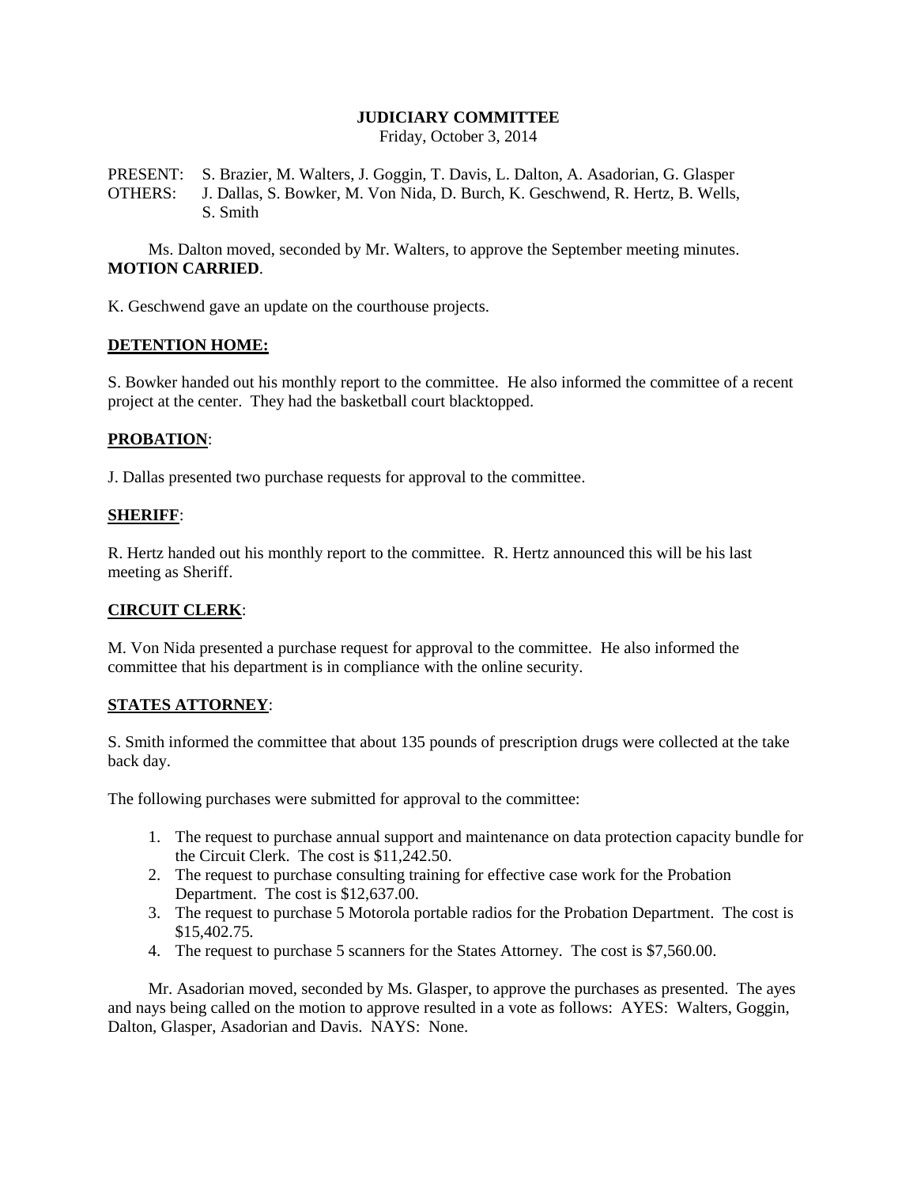**JUDICIARY COMMITTEE**

Friday, October 3, 2014

PRESENT: S. Brazier, M. Walters, J. Goggin, T. Davis, L. Dalton, A. Asadorian, G. Glasper
OTHERS: J. Dallas, S. Bowker, M. Von Nida, D. Burch, K. Geschwend, R. Hertz, B. Wells, S. Smith

Ms. Dalton moved, seconded by Mr. Walters, to approve the September meeting minutes. **MOTION CARRIED**.

K. Geschwend gave an update on the courthouse projects.

**DETENTION HOME:**

S. Bowker handed out his monthly report to the committee. He also informed the committee of a recent project at the center. They had the basketball court blacktopped.

**PROBATION**:

J. Dallas presented two purchase requests for approval to the committee.

**SHERIFF**:

R. Hertz handed out his monthly report to the committee. R. Hertz announced this will be his last meeting as Sheriff.

**CIRCUIT CLERK**:

M. Von Nida presented a purchase request for approval to the committee. He also informed the committee that his department is in compliance with the online security.

**STATES ATTORNEY**:

S. Smith informed the committee that about 135 pounds of prescription drugs were collected at the take back day.

The following purchases were submitted for approval to the committee:

1. The request to purchase annual support and maintenance on data protection capacity bundle for the Circuit Clerk. The cost is $11,242.50.
2. The request to purchase consulting training for effective case work for the Probation Department. The cost is $12,637.00.
3. The request to purchase 5 Motorola portable radios for the Probation Department. The cost is $15,402.75.
4. The request to purchase 5 scanners for the States Attorney. The cost is $7,560.00.

Mr. Asadorian moved, seconded by Ms. Glasper, to approve the purchases as presented. The ayes and nays being called on the motion to approve resulted in a vote as follows: AYES: Walters, Goggin, Dalton, Glasper, Asadorian and Davis. NAYS: None.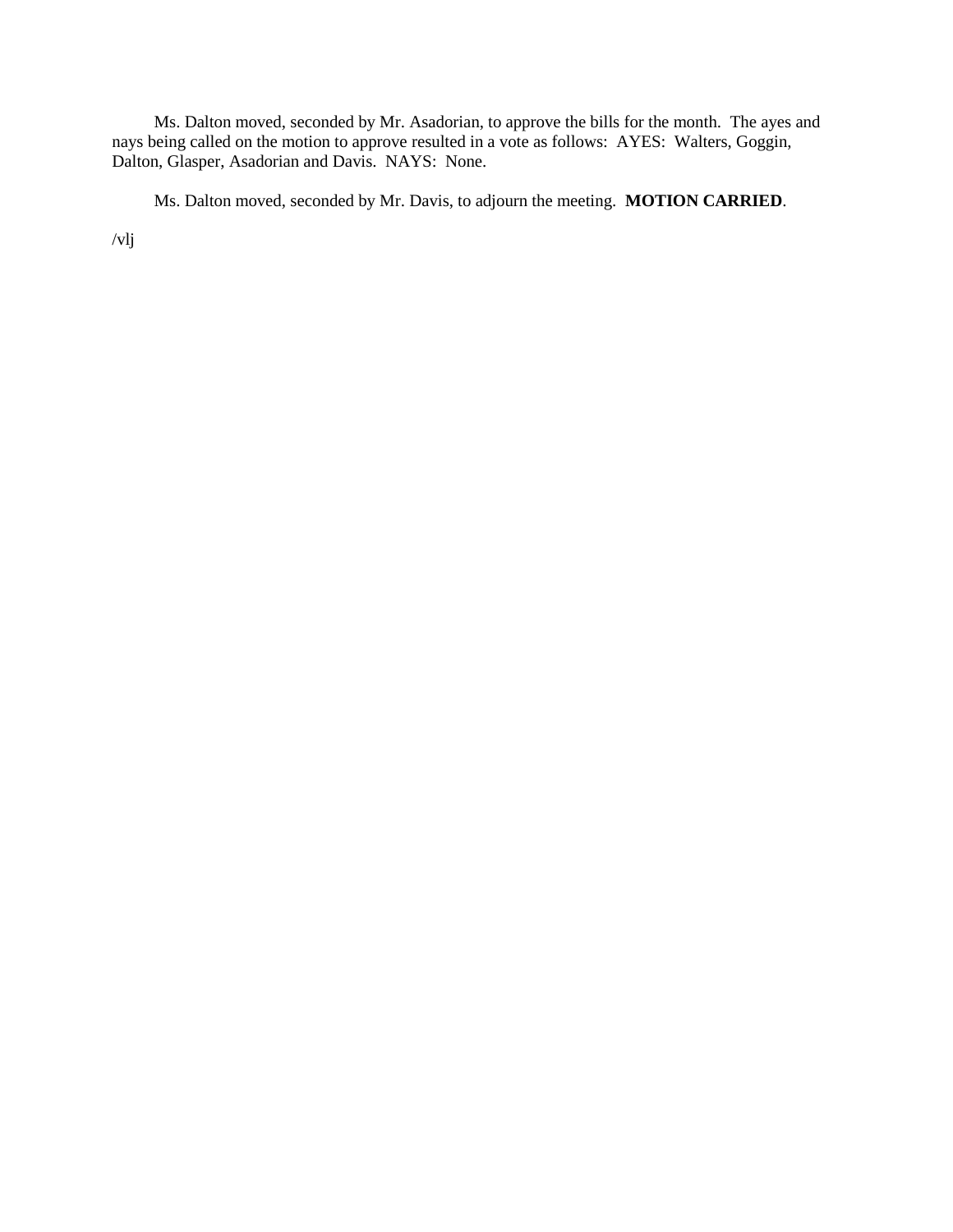Ms. Dalton moved, seconded by Mr. Asadorian, to approve the bills for the month. The ayes and nays being called on the motion to approve resulted in a vote as follows: AYES: Walters, Goggin, Dalton, Glasper, Asadorian and Davis. NAYS: None.

Ms. Dalton moved, seconded by Mr. Davis, to adjourn the meeting. **MOTION CARRIED**.

/vlj